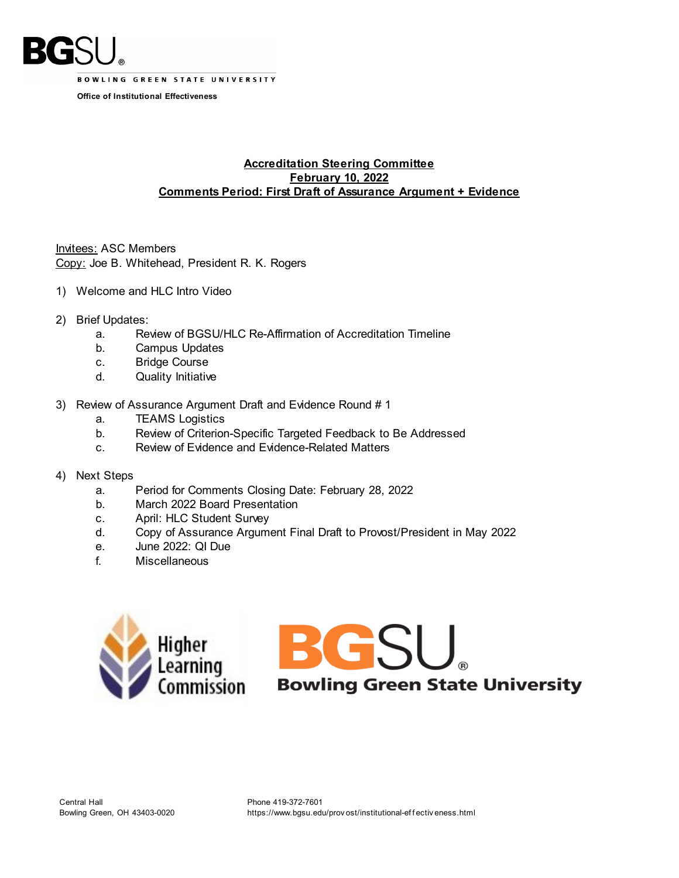BGSU

BOWLING GREEN STATE UNIVERSITY

**Office of Institutional Effectiveness**

# Accreditation Steering Committee
## February 10, 2022
## Comments Period: First Draft of Assurance Argument + Evidence

Invitees: ASC Members
Copy: Joe B. Whitehead, President R. K. Rogers

1) Welcome and HLC Intro Video

2) Brief Updates:
   a. Review of BGSU/HLC Re-Affirmation of Accreditation Timeline
   b. Campus Updates
   c. Bridge Course
   d. Quality Initiative

3) Review of Assurance Argument Draft and Evidence Round # 1
   a. TEAMS Logistics
   b. Review of Criterion-Specific Targeted Feedback to Be Addressed
   c. Review of Evidence and Evidence-Related Matters

4) Next Steps
   a. Period for Comments Closing Date: February 28, 2022
   b. March 2022 Board Presentation
   c. April: HLC Student Survey
   d. Copy of Assurance Argument Final Draft to Provost/President in May 2022
   e. June 2022: QI Due
   f. Miscellaneous

Higher Learning Commission

BGSU Bowling Green State University

Central Hall
Bowling Green, OH 43403-0020

Phone 419-372-7601
https://www.bgsu.edu/provost/institutional-effectiveness.html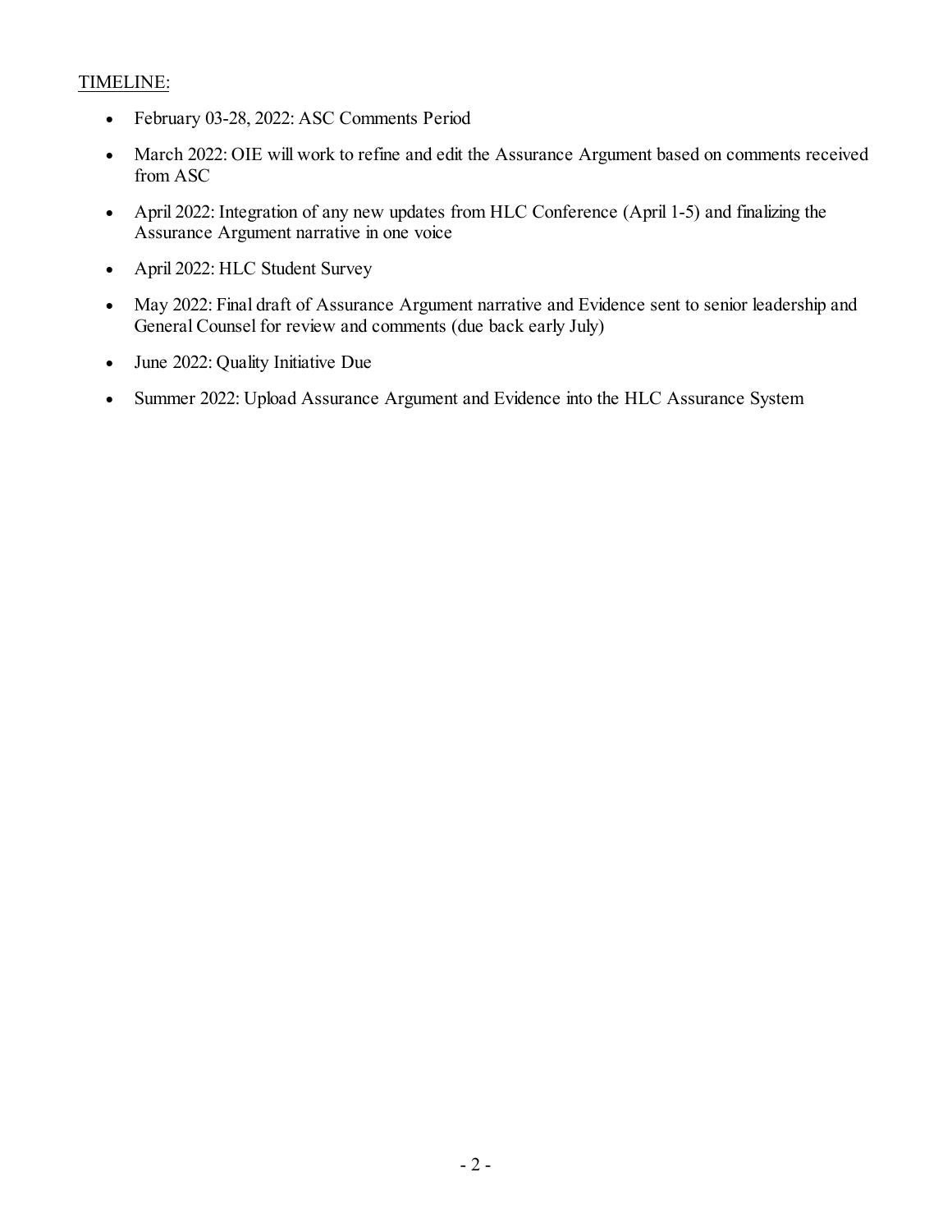TIMELINE:

- February 03-28, 2022: ASC Comments Period
- March 2022: OIE will work to refine and edit the Assurance Argument based on comments received from ASC
- April 2022: Integration of any new updates from HLC Conference (April 1-5) and finalizing the Assurance Argument narrative in one voice
- April 2022: HLC Student Survey
- May 2022: Final draft of Assurance Argument narrative and Evidence sent to senior leadership and General Counsel for review and comments (due back early July)
- June 2022: Quality Initiative Due
- Summer 2022: Upload Assurance Argument and Evidence into the HLC Assurance System